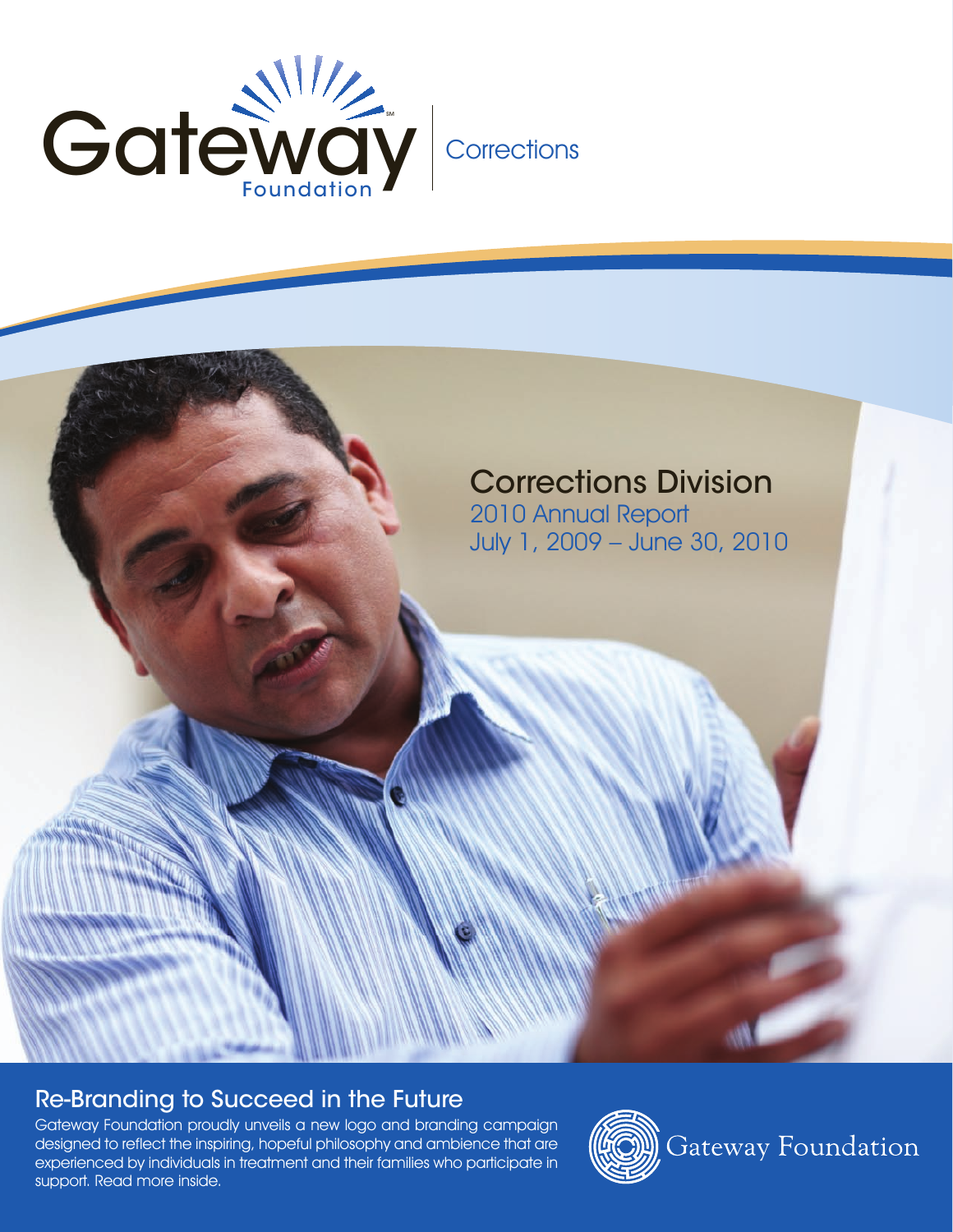Gateway Foundation | Corrections

# Corrections Division

2010 Annual Report

July 1, 2009 – June 30, 2010

## Re-Branding to Succeed in the Future

Gateway Foundation proudly unveils a new logo and branding campaign designed to reflect the inspiring, hopeful philosophy and ambience that are experienced by individuals in treatment and their families who participate in support. Read more inside.

Gateway Foundation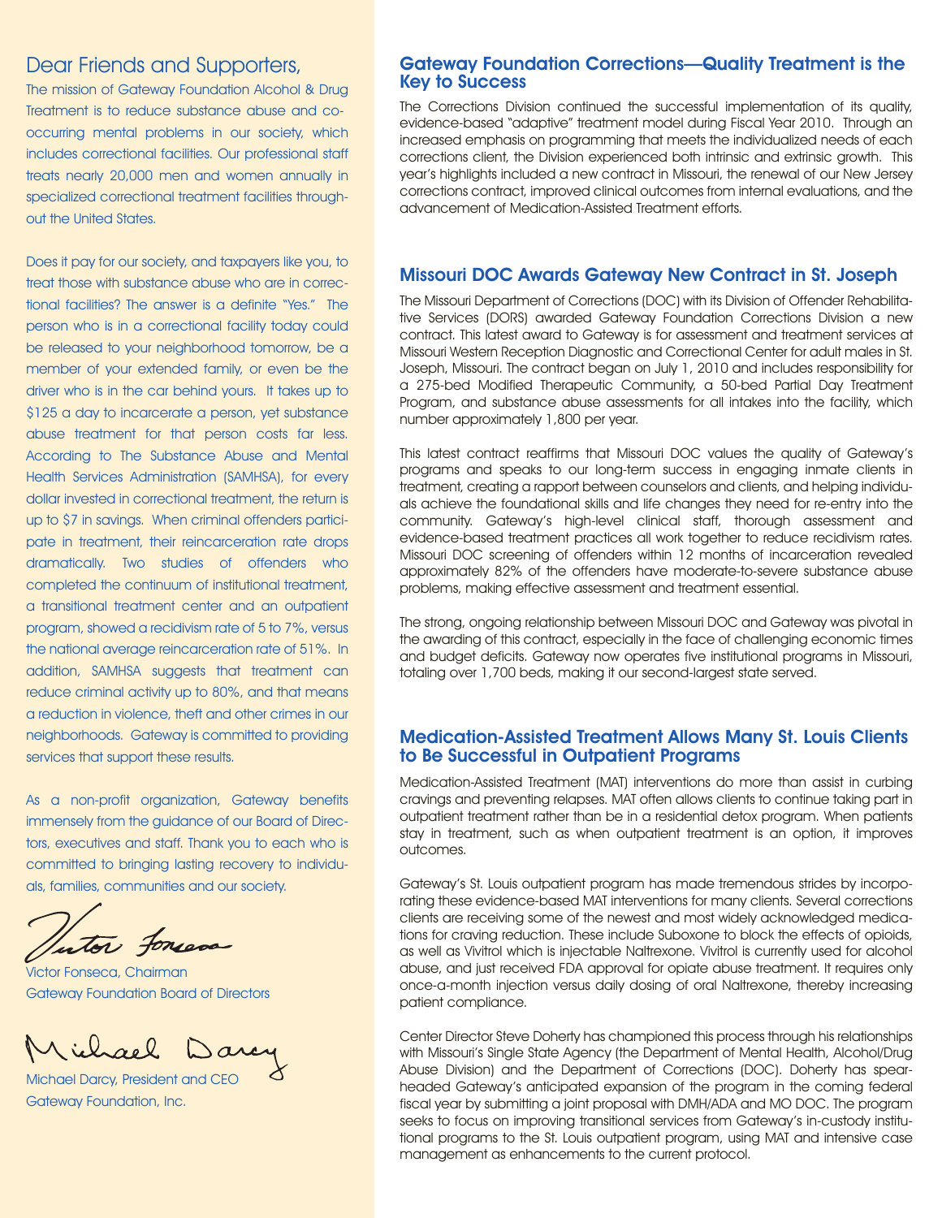## Dear Friends and Supporters,

The mission of Gateway Foundation Alcohol & Drug Treatment is to reduce substance abuse and co-occurring mental problems in our society, which includes correctional facilities. Our professional staff treats nearly 20,000 men and women annually in specialized correctional treatment facilities throughout the United States.

Does it pay for our society, and taxpayers like you, to treat those with substance abuse who are in correctional facilities? The answer is a definite "Yes." The person who is in a correctional facility today could be released to your neighborhood tomorrow, be a member of your extended family, or even be the driver who is in the car behind yours. It takes up to $125 a day to incarcerate a person, yet substance abuse treatment for that person costs far less. According to The Substance Abuse and Mental Health Services Administration (SAMHSA), for every dollar invested in correctional treatment, the return is up to $7 in savings. When criminal offenders participate in treatment, their reincarceration rate drops dramatically. Two studies of offenders who completed the continuum of institutional treatment, a transitional treatment center and an outpatient program, showed a recidivism rate of 5 to 7%, versus the national average reincarceration rate of 51%. In addition, SAMHSA suggests that treatment can reduce criminal activity up to 80%, and that means a reduction in violence, theft and other crimes in our neighborhoods. Gateway is committed to providing services that support these results.

As a non-profit organization, Gateway benefits immensely from the guidance of our Board of Directors, executives and staff. Thank you to each who is committed to bringing lasting recovery to individuals, families, communities and our society.

Victor Fonseca, Chairman
Gateway Foundation Board of Directors

Michael Darcy, President and CEO
Gateway Foundation, Inc.

## Gateway Foundation Corrections—Quality Treatment is the Key to Success

The Corrections Division continued the successful implementation of its quality, evidence-based "adaptive" treatment model during Fiscal Year 2010. Through an increased emphasis on programming that meets the individualized needs of each corrections client, the Division experienced both intrinsic and extrinsic growth. This year's highlights included a new contract in Missouri, the renewal of our New Jersey corrections contract, improved clinical outcomes from internal evaluations, and the advancement of Medication-Assisted Treatment efforts.

## Missouri DOC Awards Gateway New Contract in St. Joseph

The Missouri Department of Corrections (DOC) with its Division of Offender Rehabilitative Services (DORS) awarded Gateway Foundation Corrections Division a new contract. This latest award to Gateway is for assessment and treatment services at Missouri Western Reception Diagnostic and Correctional Center for adult males in St. Joseph, Missouri. The contract began on July 1, 2010 and includes responsibility for a 275-bed Modified Therapeutic Community, a 50-bed Partial Day Treatment Program, and substance abuse assessments for all intakes into the facility, which number approximately 1,800 per year.

This latest contract reaffirms that Missouri DOC values the quality of Gateway's programs and speaks to our long-term success in engaging inmate clients in treatment, creating a rapport between counselors and clients, and helping individuals achieve the foundational skills and life changes they need for re-entry into the community. Gateway's high-level clinical staff, thorough assessment and evidence-based treatment practices all work together to reduce recidivism rates. Missouri DOC screening of offenders within 12 months of incarceration revealed approximately 82% of the offenders have moderate-to-severe substance abuse problems, making effective assessment and treatment essential.

The strong, ongoing relationship between Missouri DOC and Gateway was pivotal in the awarding of this contract, especially in the face of challenging economic times and budget deficits. Gateway now operates five institutional programs in Missouri, totaling over 1,700 beds, making it our second-largest state served.

## Medication-Assisted Treatment Allows Many St. Louis Clients to Be Successful in Outpatient Programs

Medication-Assisted Treatment (MAT) interventions do more than assist in curbing cravings and preventing relapses. MAT often allows clients to continue taking part in outpatient treatment rather than be in a residential detox program. When patients stay in treatment, such as when outpatient treatment is an option, it improves outcomes.

Gateway's St. Louis outpatient program has made tremendous strides by incorporating these evidence-based MAT interventions for many clients. Several corrections clients are receiving some of the newest and most widely acknowledged medications for craving reduction. These include Suboxone to block the effects of opioids, as well as Vivitrol which is injectable Naltrexone. Vivitrol is currently used for alcohol abuse, and just received FDA approval for opiate abuse treatment. It requires only once-a-month injection versus daily dosing of oral Naltrexone, thereby increasing patient compliance.

Center Director Steve Doherty has championed this process through his relationships with Missouri's Single State Agency (the Department of Mental Health, Alcohol/Drug Abuse Division) and the Department of Corrections (DOC). Doherty has spearheaded Gateway's anticipated expansion of the program in the coming federal fiscal year by submitting a joint proposal with DMH/ADA and MO DOC. The program seeks to focus on improving transitional services from Gateway's in-custody institutional programs to the St. Louis outpatient program, using MAT and intensive case management as enhancements to the current protocol.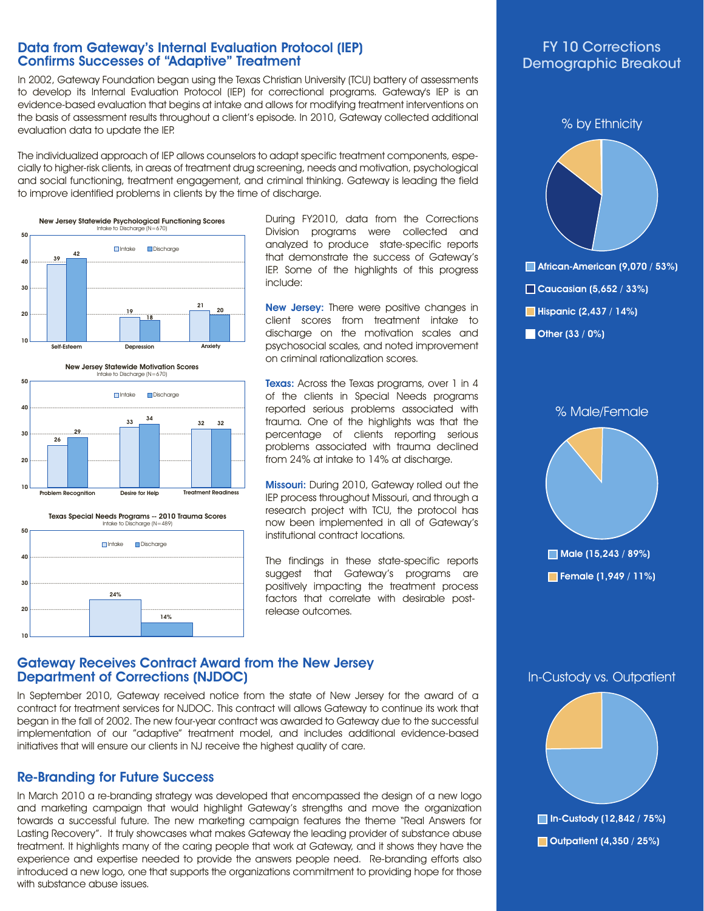## Data from Gateway's Internal Evaluation Protocol (IEP) Confirms Successes of "Adaptive" Treatment

In 2002, Gateway Foundation began using the Texas Christian University (TCU) battery of assessments to develop its Internal Evaluation Protocol (IEP) for correctional programs. Gateway's IEP is an evidence-based evaluation that begins at intake and allows for modifying treatment interventions on the basis of assessment results throughout a client's episode. In 2010, Gateway collected additional evaluation data to update the IEP.

The individualized approach of IEP allows counselors to adapt specific treatment components, especially to higher-risk clients, in areas of treatment drug screening, needs and motivation, psychological and social functioning, treatment engagement, and criminal thinking. Gateway is leading the field to improve identified problems in clients by the time of discharge.

**New Jersey Statewide Psychological Functioning Scores**
Intake to Discharge (N=670)

| | Intake | Discharge |
|---|---|---|
| Self-Esteem | 39 | 42 |
| Depression | 19 | 18 |
| Anxiety | 21 | 20 |

**New Jersey Statewide Motivation Scores**
Intake to Discharge (N=670)

| | Intake | Discharge |
|---|---|---|
| Problem Recognition | 26 | 29 |
| Desire for Help | 33 | 34 |
| Treatment Readiness | 32 | 32 |

**Texas Special Needs Programs -- 2010 Trauma Scores**
Intake to Discharge (N=489)

| Intake | Discharge |
|---|---|
| 24% | 14% |

During FY2010, data from the Corrections Division programs were collected and analyzed to produce state-specific reports that demonstrate the success of Gateway's IEP. Some of the highlights of this progress include:

**New Jersey:** There were positive changes in client scores from treatment intake to discharge on the motivation scales and psychosocial scales, and noted improvement on criminal rationalization scores.

**Texas:** Across the Texas programs, over 1 in 4 of the clients in Special Needs programs reported serious problems associated with trauma. One of the highlights was that the percentage of clients reporting serious problems associated with trauma declined from 24% at intake to 14% at discharge.

**Missouri:** During 2010, Gateway rolled out the IEP process throughout Missouri, and through a research project with TCU, the protocol has now been implemented in all of Gateway's institutional contract locations.

The findings in these state-specific reports suggest that Gateway's programs are positively impacting the treatment process factors that correlate with desirable post-release outcomes.

## Gateway Receives Contract Award from the New Jersey Department of Corrections (NJDOC)

In September 2010, Gateway received notice from the state of New Jersey for the award of a contract for treatment services for NJDOC. This contract will allows Gateway to continue its work that began in the fall of 2002. The new four-year contract was awarded to Gateway due to the successful implementation of our "adaptive" treatment model, and includes additional evidence-based initiatives that will ensure our clients in NJ receive the highest quality of care.

## Re-Branding for Future Success

In March 2010 a re-branding strategy was developed that encompassed the design of a new logo and marketing campaign that would highlight Gateway's strengths and move the organization towards a successful future. The new marketing campaign features the theme "Real Answers for Lasting Recovery". It truly showcases what makes Gateway the leading provider of substance abuse treatment. It highlights many of the caring people that work at Gateway, and it shows they have the experience and expertise needed to provide the answers people need. Re-branding efforts also introduced a new logo, one that supports the organizations commitment to providing hope for those with substance abuse issues.

## FY 10 Corrections Demographic Breakout

**% by Ethnicity**

- African-American (9,070 / 53%)
- Caucasian (5,652 / 33%)
- Hispanic (2,437 / 14%)
- Other (33 / 0%)

**% Male/Female**

- Male (15,243 / 89%)
- Female (1,949 / 11%)

**In-Custody vs. Outpatient**

- In-Custody (12,842 / 75%)
- Outpatient (4,350 / 25%)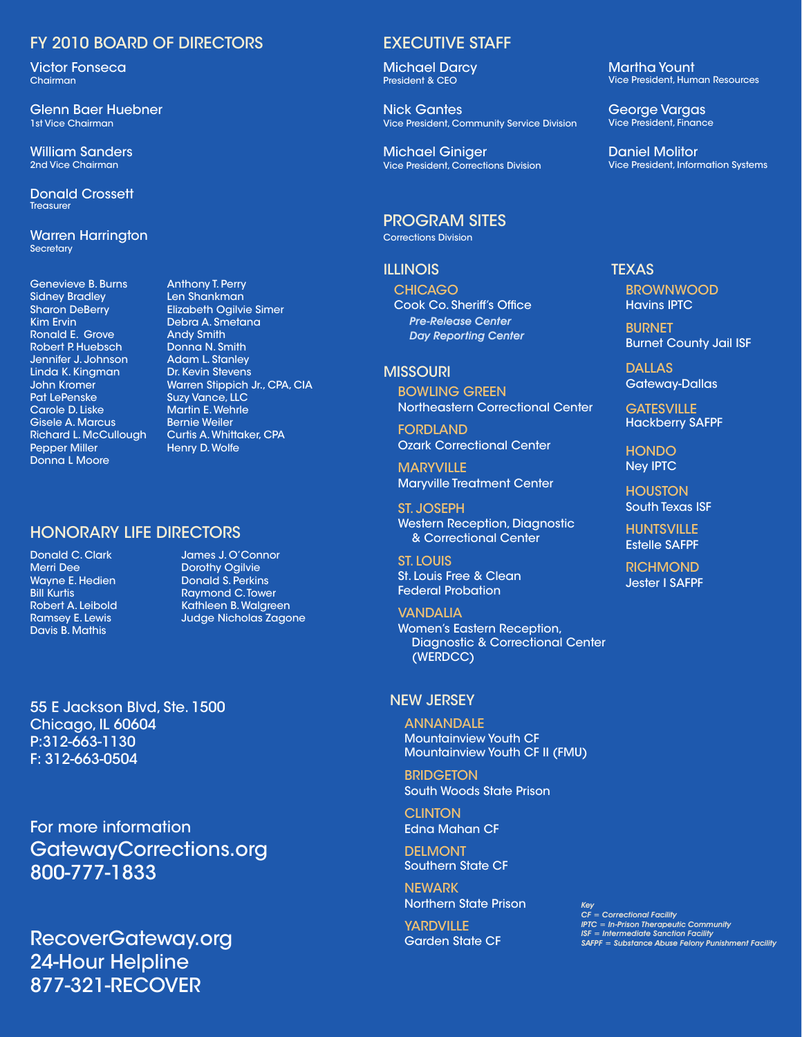## FY 2010 BOARD OF DIRECTORS

Victor Fonseca
Chairman

Glenn Baer Huebner
1st Vice Chairman

William Sanders
2nd Vice Chairman

Donald Crossett
Treasurer

Warren Harrington
Secretary

Genevieve B. Burns
Sidney Bradley
Sharon DeBerry
Kim Ervin
Ronald E. Grove
Robert P. Huebsch
Jennifer J. Johnson
Linda K. Kingman
John Kromer
Pat LePenske
Carole D. Liske
Gisele A. Marcus
Richard L. McCullough
Pepper Miller
Donna L Moore
Anthony T. Perry
Len Shankman
Elizabeth Ogilvie Simer
Debra A. Smetana
Andy Smith
Donna N. Smith
Adam L. Stanley
Dr. Kevin Stevens
Warren Stippich Jr., CPA, CIA
Suzy Vance, LLC
Martin E. Wehrle
Bernie Weiler
Curtis A. Whittaker, CPA
Henry D. Wolfe

## HONORARY LIFE DIRECTORS

Donald C. Clark
Merri Dee
Wayne E. Hedien
Bill Kurtis
Robert A. Leibold
Ramsey E. Lewis
Davis B. Mathis
James J. O'Connor
Dorothy Ogilvie
Donald S. Perkins
Raymond C. Tower
Kathleen B. Walgreen
Judge Nicholas Zagone

55 E Jackson Blvd, Ste. 1500
Chicago, IL 60604
P:312-663-1130
F: 312-663-0504

For more information
GatewayCorrections.org
800-777-1833

RecoverGateway.org
24-Hour Helpline
877-321-RECOVER

## EXECUTIVE STAFF

Michael Darcy
President & CEO

Nick Gantes
Vice President, Community Service Division

Michael Giniger
Vice President, Corrections Division

Martha Yount
Vice President, Human Resources

George Vargas
Vice President, Finance

Daniel Molitor
Vice President, Information Systems

## PROGRAM SITES

Corrections Division

### ILLINOIS

**CHICAGO**
Cook Co. Sheriff's Office
*Pre-Release Center*
*Day Reporting Center*

### MISSOURI

**BOWLING GREEN**
Northeastern Correctional Center

**FORDLAND**
Ozark Correctional Center

**MARYVILLE**
Maryville Treatment Center

**ST. JOSEPH**
Western Reception, Diagnostic & Correctional Center

**ST. LOUIS**
St. Louis Free & Clean
Federal Probation

**VANDALIA**
Women's Eastern Reception, Diagnostic & Correctional Center (WERDCC)

### NEW JERSEY

**ANNANDALE**
Mountainview Youth CF
Mountainview Youth CF II (FMU)

**BRIDGETON**
South Woods State Prison

**CLINTON**
Edna Mahan CF

**DELMONT**
Southern State CF

**NEWARK**
Northern State Prison

**YARDVILLE**
Garden State CF

### TEXAS

**BROWNWOOD**
Havins IPTC

**BURNET**
Burnet County Jail ISF

**DALLAS**
Gateway-Dallas

**GATESVILLE**
Hackberry SAFPF

**HONDO**
Ney IPTC

**HOUSTON**
South Texas ISF

**HUNTSVILLE**
Estelle SAFPF

**RICHMOND**
Jester I SAFPF

*Key*
*CF = Correctional Facility*
*IPTC = In-Prison Therapeutic Community*
*ISF = Intermediate Sanction Facility*
*SAFPF = Substance Abuse Felony Punishment Facility*